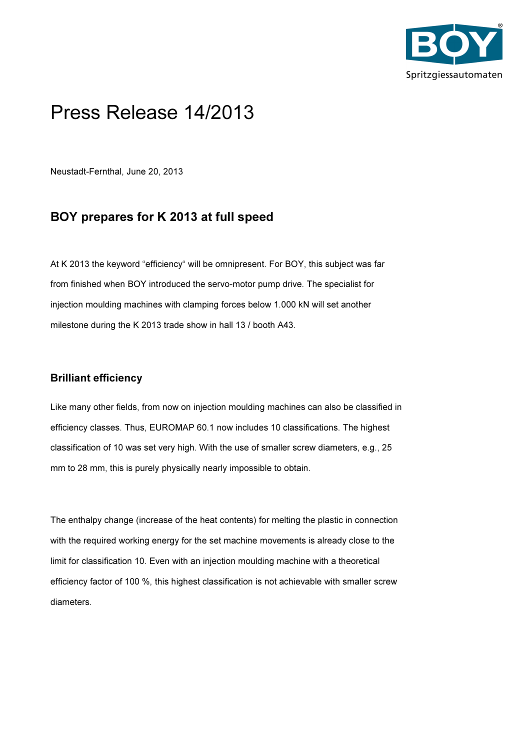# Press Release 14/2013

Neustadt-Fernthal, June 20, 2013

## BOY prepares for K 2013 at full speed

At K 2013 the keyword "efficiency" will be omnipresent. For BOY, this subject was far from finished when BOY introduced the servo-motor pump drive. The specialist for injection moulding machines with clamping forces below 1.000 kN will set another milestone during the K 2013 trade show in hall 13 / booth A43.

### Brilliant efficiency

Like many other fields, from now on injection moulding machines can also be classified in efficiency classes. Thus, EUROMAP 60.1 now includes 10 classifications. The highest classification of 10 was set very high. With the use of smaller screw diameters, e.g., 25 mm to 28 mm, this is purely physically nearly impossible to obtain.

The enthalpy change (increase of the heat contents) for melting the plastic in connection with the required working energy for the set machine movements is already close to the limit for classification 10. Even with an injection moulding machine with a theoretical efficiency factor of 100 %, this highest classification is not achievable with smaller screw diameters.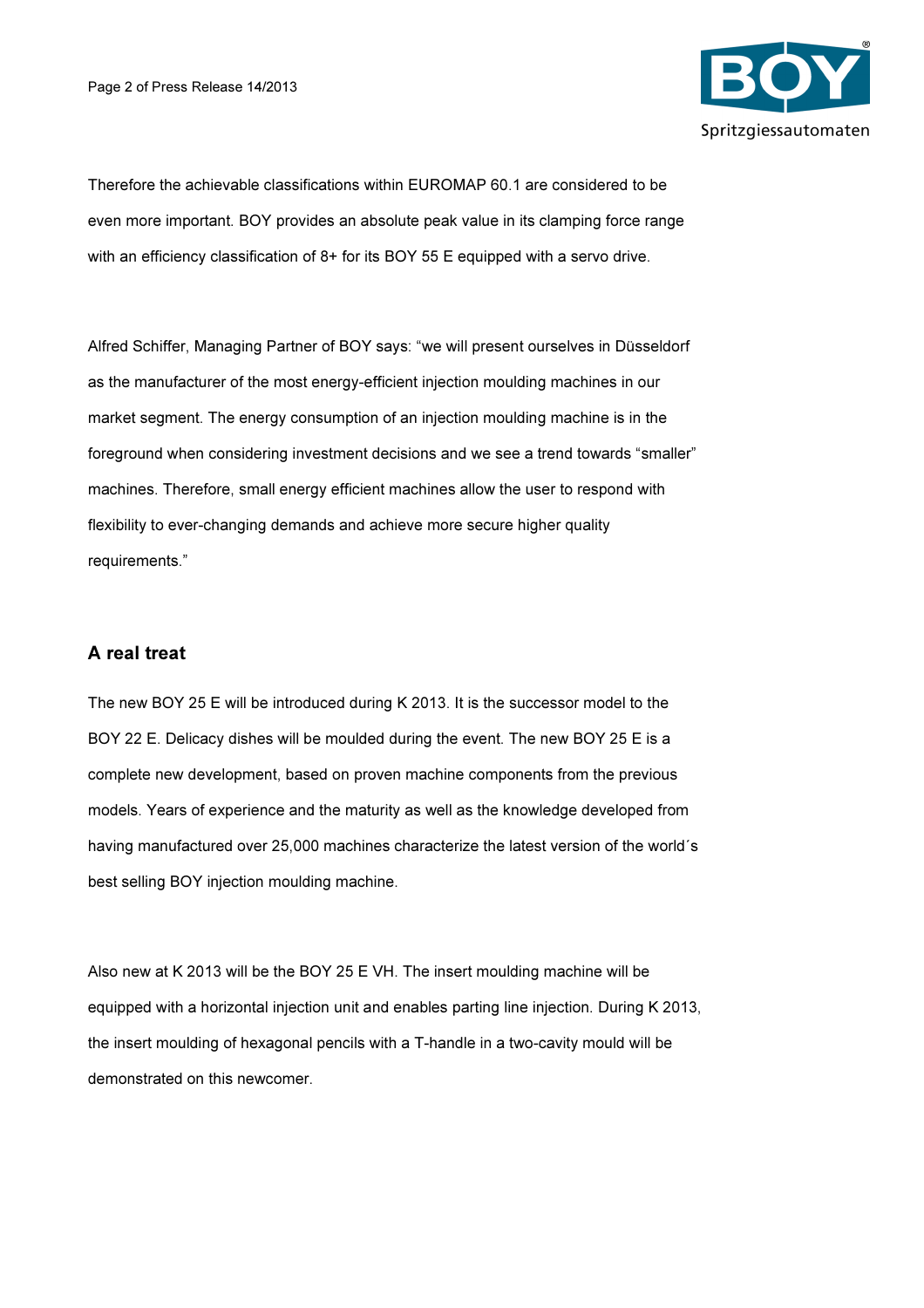Therefore the achievable classifications within EUROMAP 60.1 are considered to be even more important. BOY provides an absolute peak value in its clamping force range with an efficiency classification of 8+ for its BOY 55 E equipped with a servo drive.

Alfred Schiffer, Managing Partner of BOY says: “we will present ourselves in Düsseldorf as the manufacturer of the most energy-efficient injection moulding machines in our market segment. The energy consumption of an injection moulding machine is in the foreground when considering investment decisions and we see a trend towards “smaller” machines. Therefore, small energy efficient machines allow the user to respond with flexibility to ever-changing demands and achieve more secure higher quality requirements.”

## A real treat

The new BOY 25 E will be introduced during K 2013. It is the successor model to the BOY 22 E. Delicacy dishes will be moulded during the event. The new BOY 25 E is a complete new development, based on proven machine components from the previous models. Years of experience and the maturity as well as the knowledge developed from having manufactured over 25,000 machines characterize the latest version of the world´s best selling BOY injection moulding machine.

Also new at K 2013 will be the BOY 25 E VH. The insert moulding machine will be equipped with a horizontal injection unit and enables parting line injection. During K 2013, the insert moulding of hexagonal pencils with a T-handle in a two-cavity mould will be demonstrated on this newcomer.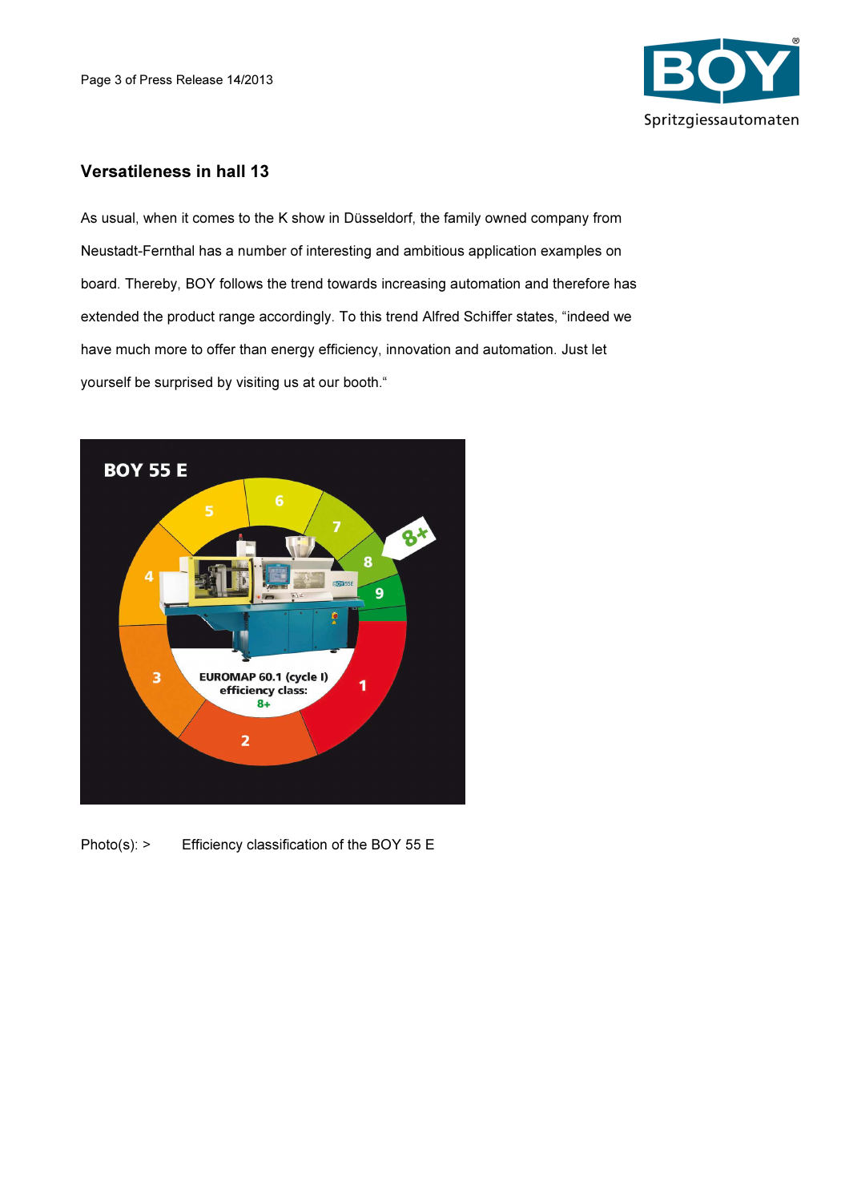## Versatileness in hall 13

As usual, when it comes to the K show in Düsseldorf, the family owned company from Neustadt-Fernthal has a number of interesting and ambitious application examples on board. Thereby, BOY follows the trend towards increasing automation and therefore has extended the product range accordingly. To this trend Alfred Schiffer states, "indeed we have much more to offer than energy efficiency, innovation and automation. Just let yourself be surprised by visiting us at our booth."

BOY 55 E

EUROMAP 60.1 (cycle I)
efficiency class:
8+

Photo(s): > Efficiency classification of the BOY 55 E